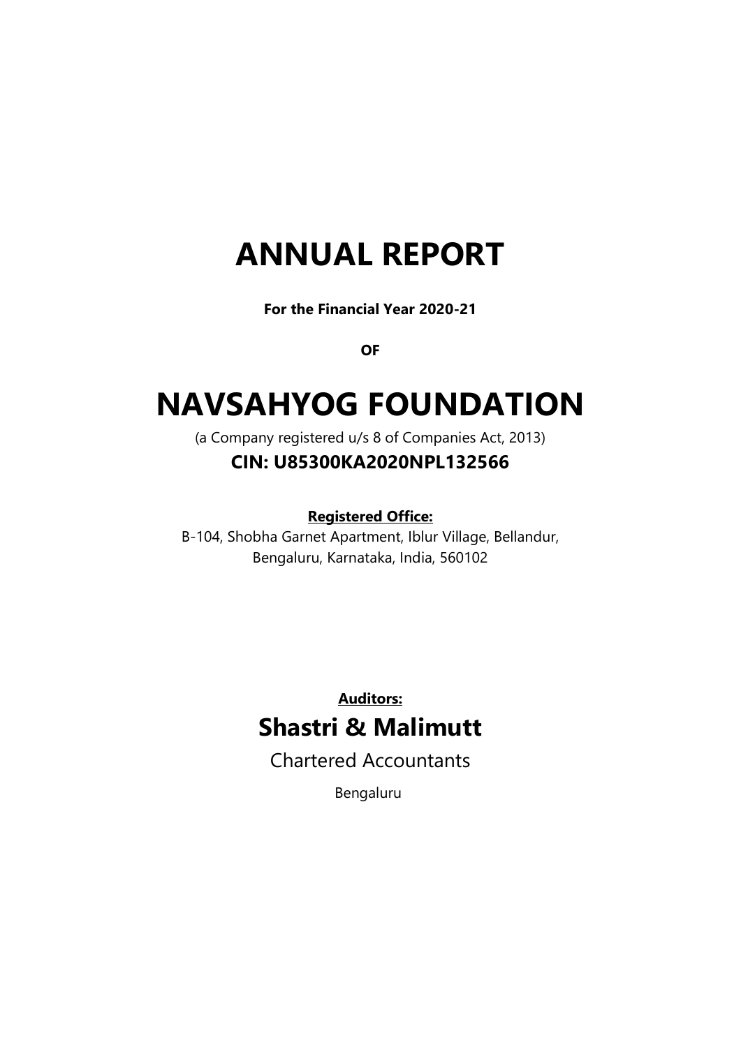# ANNUAL REPORT

**For the Financial Year 2020-21**

**OF**

# NAVSAHYOG FOUNDATION

(a Company registered u/s 8 of Companies Act, 2013)

## CIN: U85300KA2020NPL132566

**Registered Office:**

B-104, Shobha Garnet Apartment, Iblur Village, Bellandur, Bengaluru, Karnataka, India, 560102

**Auditors:**

## Shastri & Malimutt

Chartered Accountants

Bengaluru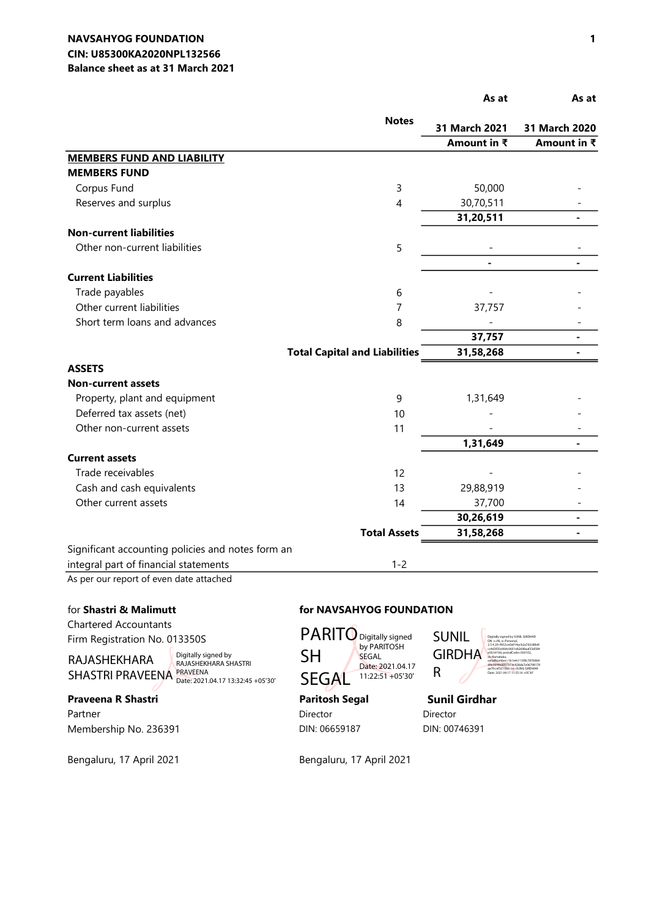**NAVSAHYOG FOUNDATION**
**CIN: U85300KA2020NPL132566**
**Balance sheet as at 31 March 2021**

| | Notes | As at 31 March 2021 Amount in ₹ | As at 31 March 2020 Amount in ₹ |
|---|---|---|---|
| **MEMBERS FUND AND LIABILITY** | | | |
| **MEMBERS FUND** | | | |
| Corpus Fund | 3 | 50,000 | - |
| Reserves and surplus | 4 | 30,70,511 | - |
| | | **31,20,511** | **-** |
| **Non-current liabilities** | | | |
| Other non-current liabilities | 5 | - | - |
| | | **-** | **-** |
| **Current Liabilities** | | | |
| Trade payables | 6 | - | - |
| Other current liabilities | 7 | 37,757 | - |
| Short term loans and advances | 8 | - | - |
| | | **37,757** | **-** |
| **Total Capital and Liabilities** | | **31,58,268** | **-** |
| **ASSETS** | | | |
| **Non-current assets** | | | |
| Property, plant and equipment | 9 | 1,31,649 | - |
| Deferred tax assets (net) | 10 | - | - |
| Other non-current assets | 11 | - | - |
| | | **1,31,649** | **-** |
| **Current assets** | | | |
| Trade receivables | 12 | - | - |
| Cash and cash equivalents | 13 | 29,88,919 | - |
| Other current assets | 14 | 37,700 | - |
| | | **30,26,619** | **-** |
| **Total Assets** | | **31,58,268** | **-** |
| Significant accounting policies and notes form an integral part of financial statements | 1-2 | | |

As per our report of even date attached

for **Shastri & Malimutt**
Chartered Accountants
Firm Registration No. 013350S

RAJASHEKHARA SHASTRI PRAVEENA
Digitally signed by RAJASHEKHARA SHASTRI PRAVEENA
Date: 2021.04.17 13:32:45 +05'30'

**Praveena R Shastri**
Partner
Membership No. 236391

Bengaluru, 17 April 2021

**for NAVSAHYOG FOUNDATION**

PARITOSH SEGAL
Digitally signed by PARITOSH SEGAL
Date: 2021.04.17 11:22:51 +05'30'

**Paritosh Segal**
Director
DIN: 06659187

SUNIL GIRDHAR
Digitally signed by SUNIL GIRDHAR
Date: 2021.04.17 11:55:16 +05'30'

**Sunil Girdhar**
Director
DIN: 00746391

Bengaluru, 17 April 2021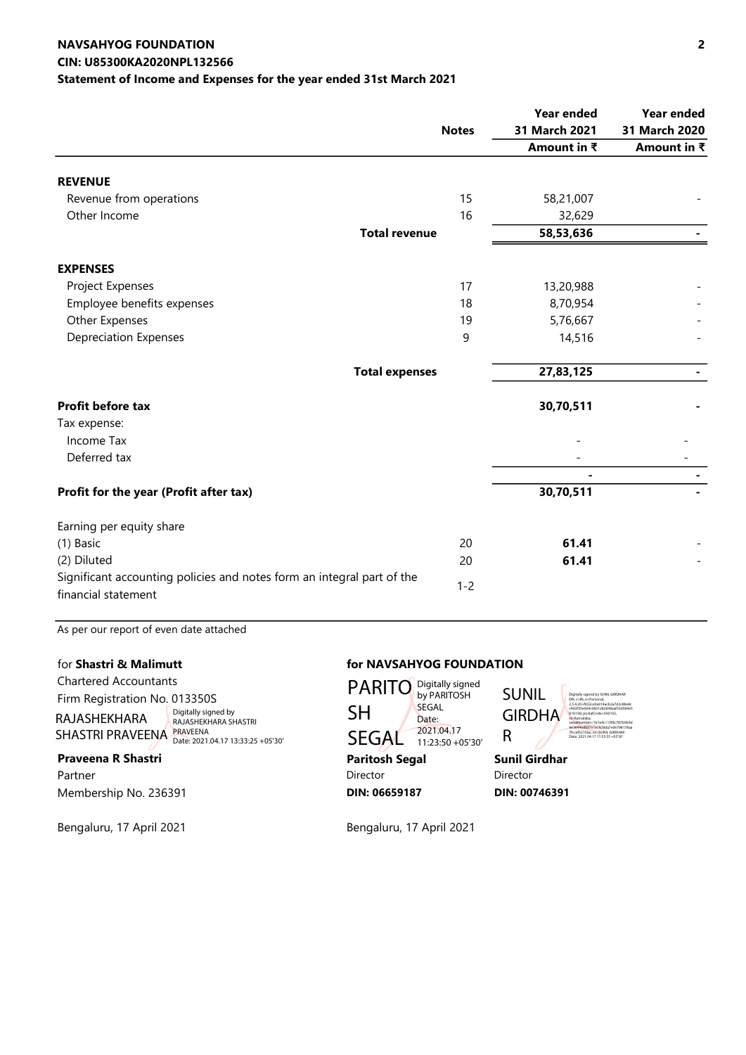**NAVSAHYOG FOUNDATION**
**CIN: U85300KA2020NPL132566**
**Statement of Income and Expenses for the year ended 31st March 2021**

| | Notes | Year ended 31 March 2021 Amount in ₹ | Year ended 31 March 2020 Amount in ₹ |
|---|---|---|---|
| **REVENUE** | | | |
| Revenue from operations | 15 | 58,21,007 | - |
| Other Income | 16 | 32,629 | |
| **Total revenue** | | **58,53,636** | **-** |
| **EXPENSES** | | | |
| Project Expenses | 17 | 13,20,988 | - |
| Employee benefits expenses | 18 | 8,70,954 | - |
| Other Expenses | 19 | 5,76,667 | - |
| Depreciation Expenses | 9 | 14,516 | - |
| **Total expenses** | | **27,83,125** | **-** |
| **Profit before tax** | | **30,70,511** | **-** |
| Tax expense: | | | |
| Income Tax | | - | - |
| Deferred tax | | - | - |
| | | **-** | **-** |
| **Profit for the year (Profit after tax)** | | **30,70,511** | **-** |
| Earning per equity share | | | |
| (1) Basic | 20 | **61.41** | - |
| (2) Diluted | 20 | **61.41** | - |
| Significant accounting policies and notes form an integral part of the financial statement | 1-2 | | |

As per our report of even date attached

for **Shastri & Malimutt**
Chartered Accountants
Firm Registration No. 013350S

RAJASHEKHARA SHASTRI PRAVEENA — Digitally signed by RAJASHEKHARA SHASTRI PRAVEENA Date: 2021.04.17 13:33:25 +05'30'

**Praveena R Shastri**
Partner
Membership No. 236391

Bengaluru, 17 April 2021

**for NAVSAHYOG FOUNDATION**

PARITOSH SEGAL — Digitally signed by PARITOSH SEGAL Date: 2021.04.17 11:23:50 +05'30'

**Paritosh Segal**
Director
**DIN: 06659187**

SUNIL GIRDHAR — Digitally signed by SUNIL GIRDHAR Date: 2021.04.17 11:55:55 +05'30'

**Sunil Girdhar**
Director
**DIN: 00746391**

Bengaluru, 17 April 2021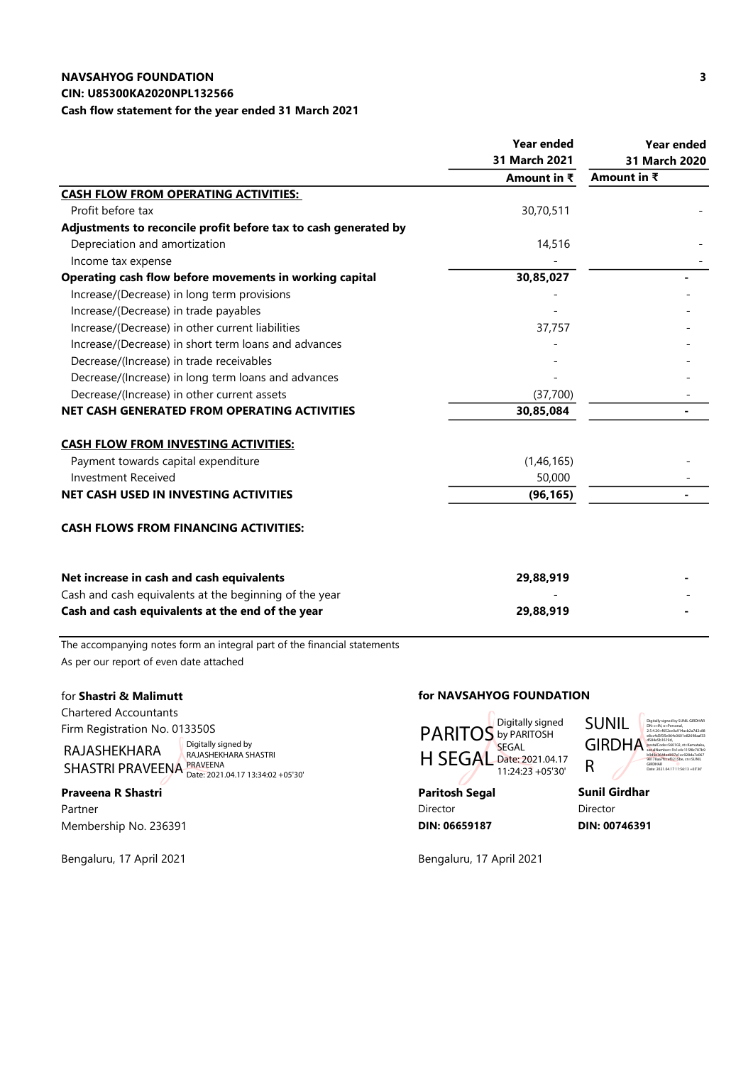**NAVSAHYOG FOUNDATION**

**CIN: U85300KA2020NPL132566**

**Cash flow statement for the year ended 31 March 2021**

| | Year ended 31 March 2021 Amount in ₹ | Year ended 31 March 2020 Amount in ₹ |
|---|---|---|
| **CASH FLOW FROM OPERATING ACTIVITIES:** | | |
| Profit before tax | 30,70,511 | - |
| **Adjustments to reconcile profit before tax to cash generated by** | | |
| Depreciation and amortization | 14,516 | - |
| Income tax expense | - | - |
| **Operating cash flow before movements in working capital** | **30,85,027** | **-** |
| Increase/(Decrease) in long term provisions | - | - |
| Increase/(Decrease) in trade payables | - | - |
| Increase/(Decrease) in other current liabilities | 37,757 | - |
| Increase/(Decrease) in short term loans and advances | - | - |
| Decrease/(Increase) in trade receivables | - | - |
| Decrease/(Increase) in long term loans and advances | - | - |
| Decrease/(Increase) in other current assets | (37,700) | - |
| **NET CASH GENERATED FROM OPERATING ACTIVITIES** | **30,85,084** | **-** |
| **CASH FLOW FROM INVESTING ACTIVITIES:** | | |
| Payment towards capital expenditure | (1,46,165) | - |
| Investment Received | 50,000 | - |
| **NET CASH USED IN INVESTING ACTIVITIES** | **(96,165)** | **-** |
| **CASH FLOWS FROM FINANCING ACTIVITIES:** | | |
| **Net increase in cash and cash equivalents** | **29,88,919** | **-** |
| Cash and cash equivalents at the beginning of the year | - | - |
| **Cash and cash equivalents at the end of the year** | **29,88,919** | **-** |

The accompanying notes form an integral part of the financial statements

As per our report of even date attached

for **Shastri & Malimutt**
Chartered Accountants
Firm Registration No. 013350S

RAJASHEKHARA SHASTRI PRAVEENA — Digitally signed by RAJASHEKHARA SHASTRI PRAVEENA Date: 2021.04.17 13:34:02 +05'30'

**Praveena R Shastri**
Partner
Membership No. 236391

Bengaluru, 17 April 2021

**for NAVSAHYOG FOUNDATION**

PARITOSH SEGAL — Digitally signed by PARITOSH SEGAL Date: 2021.04.17 11:24:23 +05'30'

**Paritosh Segal**
Director
**DIN: 06659187**

SUNIL GIRDHAR — Digitally signed by SUNIL GIRDHAR Date: 2021.04.17 11:56:13 +05'30'

**Sunil Girdhar**
Director
**DIN: 00746391**

Bengaluru, 17 April 2021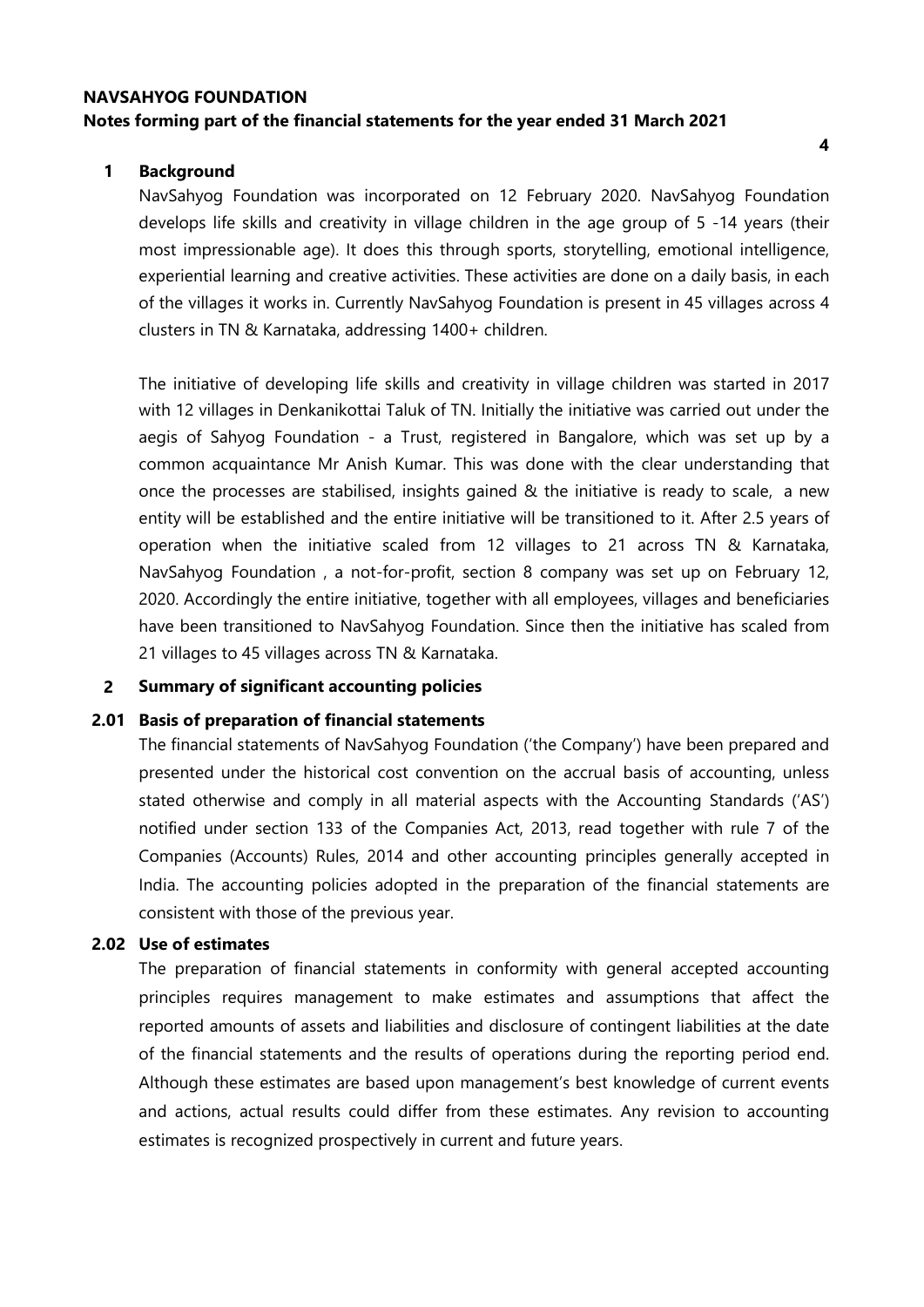**NAVSAHYOG FOUNDATION**

**Notes forming part of the financial statements for the year ended 31 March 2021**

## 1 Background

NavSahyog Foundation was incorporated on 12 February 2020. NavSahyog Foundation develops life skills and creativity in village children in the age group of 5 -14 years (their most impressionable age). It does this through sports, storytelling, emotional intelligence, experiential learning and creative activities. These activities are done on a daily basis, in each of the villages it works in. Currently NavSahyog Foundation is present in 45 villages across 4 clusters in TN & Karnataka, addressing 1400+ children.

The initiative of developing life skills and creativity in village children was started in 2017 with 12 villages in Denkanikottai Taluk of TN. Initially the initiative was carried out under the aegis of Sahyog Foundation - a Trust, registered in Bangalore, which was set up by a common acquaintance Mr Anish Kumar. This was done with the clear understanding that once the processes are stabilised, insights gained & the initiative is ready to scale, a new entity will be established and the entire initiative will be transitioned to it. After 2.5 years of operation when the initiative scaled from 12 villages to 21 across TN & Karnataka, NavSahyog Foundation , a not-for-profit, section 8 company was set up on February 12, 2020. Accordingly the entire initiative, together with all employees, villages and beneficiaries have been transitioned to NavSahyog Foundation. Since then the initiative has scaled from 21 villages to 45 villages across TN & Karnataka.

## 2 Summary of significant accounting policies

### 2.01 Basis of preparation of financial statements

The financial statements of NavSahyog Foundation ('the Company') have been prepared and presented under the historical cost convention on the accrual basis of accounting, unless stated otherwise and comply in all material aspects with the Accounting Standards ('AS') notified under section 133 of the Companies Act, 2013, read together with rule 7 of the Companies (Accounts) Rules, 2014 and other accounting principles generally accepted in India. The accounting policies adopted in the preparation of the financial statements are consistent with those of the previous year.

### 2.02 Use of estimates

The preparation of financial statements in conformity with general accepted accounting principles requires management to make estimates and assumptions that affect the reported amounts of assets and liabilities and disclosure of contingent liabilities at the date of the financial statements and the results of operations during the reporting period end. Although these estimates are based upon management's best knowledge of current events and actions, actual results could differ from these estimates. Any revision to accounting estimates is recognized prospectively in current and future years.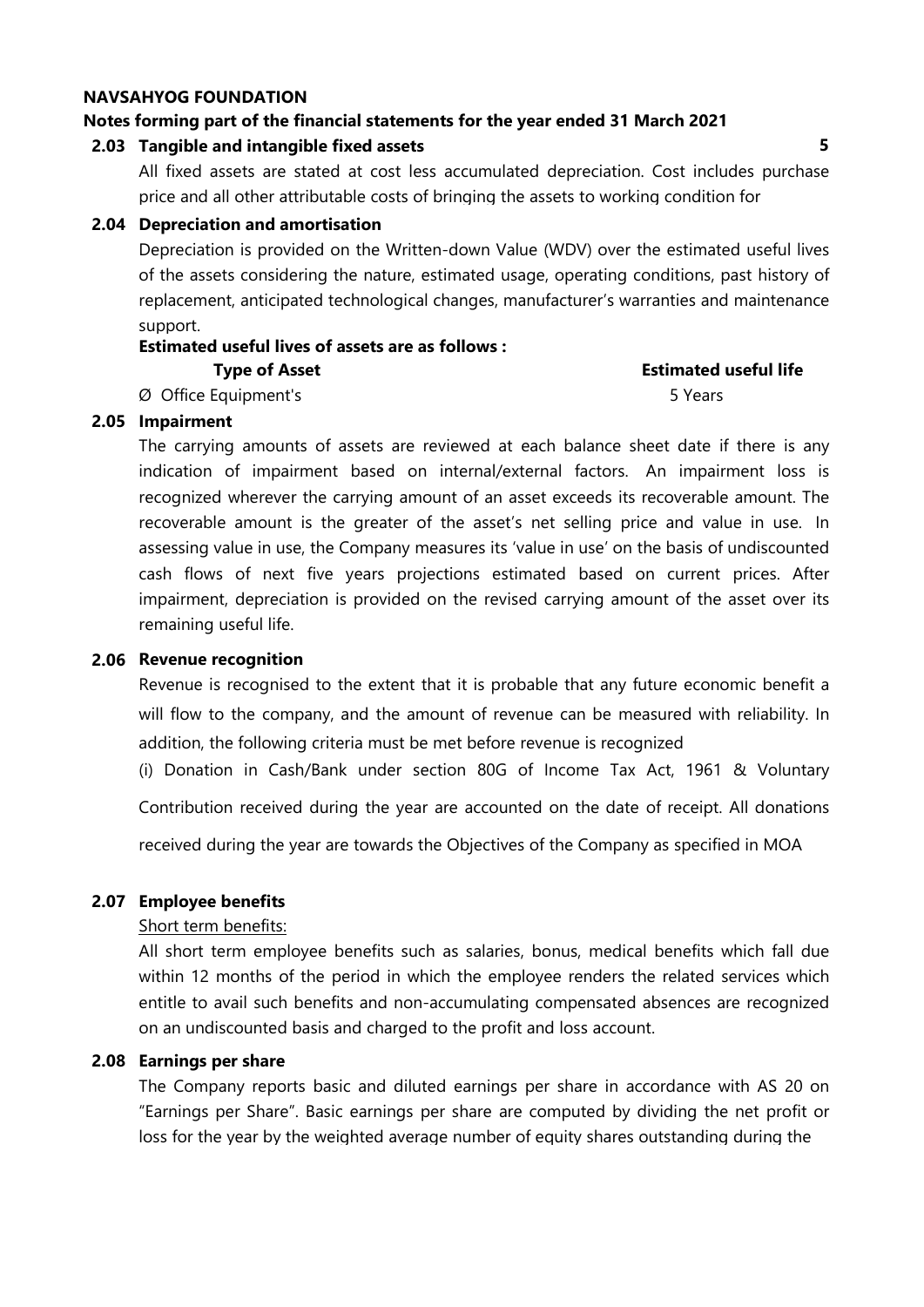**NAVSAHYOG FOUNDATION**

**Notes forming part of the financial statements for the year ended 31 March 2021**

**2.03 Tangible and intangible fixed assets** **5**

All fixed assets are stated at cost less accumulated depreciation. Cost includes purchase price and all other attributable costs of bringing the assets to working condition for

**2.04 Depreciation and amortisation**

Depreciation is provided on the Written-down Value (WDV) over the estimated useful lives of the assets considering the nature, estimated usage, operating conditions, past history of replacement, anticipated technological changes, manufacturer's warranties and maintenance support.

**Estimated useful lives of assets are as follows :**

| **Type of Asset** | **Estimated useful life** |
|---|---|
| Ø Office Equipment's | 5 Years |

**2.05 Impairment**

The carrying amounts of assets are reviewed at each balance sheet date if there is any indication of impairment based on internal/external factors. An impairment loss is recognized wherever the carrying amount of an asset exceeds its recoverable amount. The recoverable amount is the greater of the asset's net selling price and value in use. In assessing value in use, the Company measures its 'value in use' on the basis of undiscounted cash flows of next five years projections estimated based on current prices. After impairment, depreciation is provided on the revised carrying amount of the asset over its remaining useful life.

**2.06 Revenue recognition**

Revenue is recognised to the extent that it is probable that any future economic benefit a will flow to the company, and the amount of revenue can be measured with reliability. In addition, the following criteria must be met before revenue is recognized

(i) Donation in Cash/Bank under section 80G of Income Tax Act, 1961 & Voluntary Contribution received during the year are accounted on the date of receipt. All donations received during the year are towards the Objectives of the Company as specified in MOA

**2.07 Employee benefits**

Short term benefits:

All short term employee benefits such as salaries, bonus, medical benefits which fall due within 12 months of the period in which the employee renders the related services which entitle to avail such benefits and non-accumulating compensated absences are recognized on an undiscounted basis and charged to the profit and loss account.

**2.08 Earnings per share**

The Company reports basic and diluted earnings per share in accordance with AS 20 on "Earnings per Share". Basic earnings per share are computed by dividing the net profit or loss for the year by the weighted average number of equity shares outstanding during the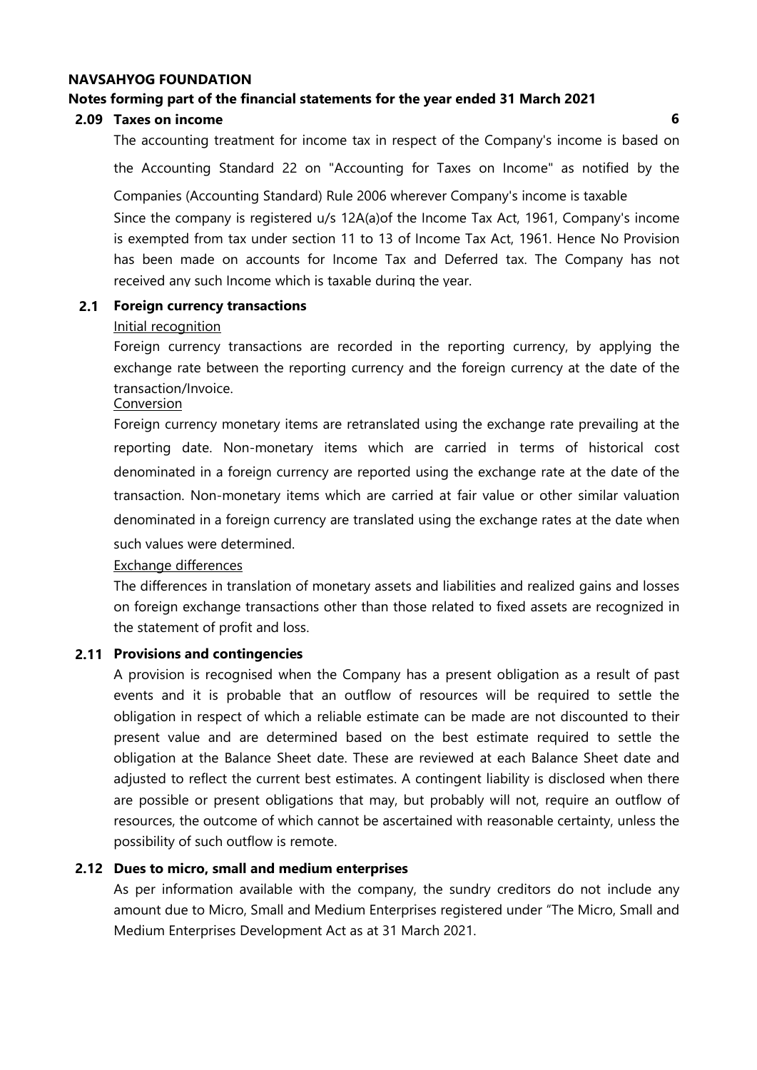**NAVSAHYOG FOUNDATION**

**Notes forming part of the financial statements for the year ended 31 March 2021**

**2.09 Taxes on income**

The accounting treatment for income tax in respect of the Company's income is based on the Accounting Standard 22 on "Accounting for Taxes on Income" as notified by the Companies (Accounting Standard) Rule 2006 wherever Company's income is taxable

Since the company is registered u/s 12A(a)of the Income Tax Act, 1961, Company's income is exempted from tax under section 11 to 13 of Income Tax Act, 1961. Hence No Provision has been made on accounts for Income Tax and Deferred tax. The Company has not received any such Income which is taxable during the year.

**2.1 Foreign currency transactions**

Initial recognition

Foreign currency transactions are recorded in the reporting currency, by applying the exchange rate between the reporting currency and the foreign currency at the date of the transaction/Invoice.

Conversion

Foreign currency monetary items are retranslated using the exchange rate prevailing at the reporting date. Non-monetary items which are carried in terms of historical cost denominated in a foreign currency are reported using the exchange rate at the date of the transaction. Non-monetary items which are carried at fair value or other similar valuation denominated in a foreign currency are translated using the exchange rates at the date when such values were determined.

Exchange differences

The differences in translation of monetary assets and liabilities and realized gains and losses on foreign exchange transactions other than those related to fixed assets are recognized in the statement of profit and loss.

**2.11 Provisions and contingencies**

A provision is recognised when the Company has a present obligation as a result of past events and it is probable that an outflow of resources will be required to settle the obligation in respect of which a reliable estimate can be made are not discounted to their present value and are determined based on the best estimate required to settle the obligation at the Balance Sheet date. These are reviewed at each Balance Sheet date and adjusted to reflect the current best estimates. A contingent liability is disclosed when there are possible or present obligations that may, but probably will not, require an outflow of resources, the outcome of which cannot be ascertained with reasonable certainty, unless the possibility of such outflow is remote.

**2.12 Dues to micro, small and medium enterprises**

As per information available with the company, the sundry creditors do not include any amount due to Micro, Small and Medium Enterprises registered under "The Micro, Small and Medium Enterprises Development Act as at 31 March 2021.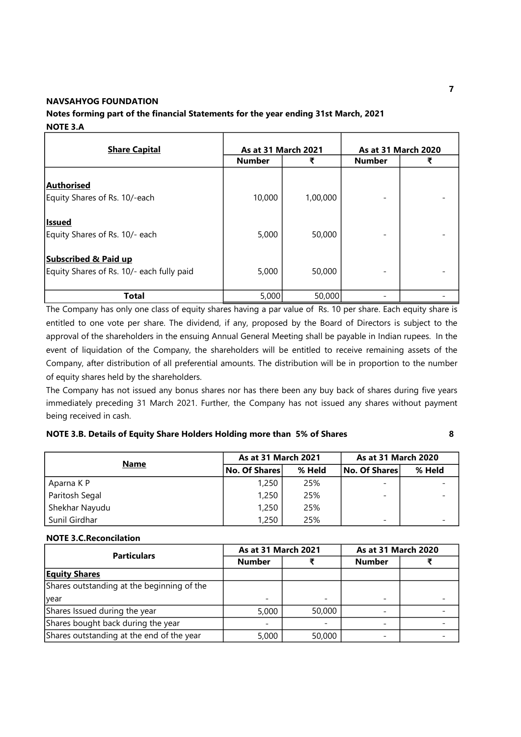**NAVSAHYOG FOUNDATION**

**Notes forming part of the financial Statements for the year ending 31st March, 2021**

**NOTE 3.A**

| Share Capital | As at 31 March 2021 | | As at 31 March 2020 | |
|---|---|---|---|---|
| | Number | ₹ | Number | ₹ |
| **Authorised** | | | | |
| Equity Shares of Rs. 10/-each | 10,000 | 1,00,000 | - | - |
| **Issued** | | | | |
| Equity Shares of Rs. 10/- each | 5,000 | 50,000 | - | - |
| **Subscribed & Paid up** | | | | |
| Equity Shares of Rs. 10/- each fully paid | 5,000 | 50,000 | - | - |
| **Total** | 5,000 | 50,000 | - | - |

The Company has only one class of equity shares having a par value of Rs. 10 per share. Each equity share is entitled to one vote per share. The dividend, if any, proposed by the Board of Directors is subject to the approval of the shareholders in the ensuing Annual General Meeting shall be payable in Indian rupees. In the event of liquidation of the Company, the shareholders will be entitled to receive remaining assets of the Company, after distribution of all preferential amounts. The distribution will be in proportion to the number of equity shares held by the shareholders.

The Company has not issued any bonus shares nor has there been any buy back of shares during five years immediately preceding 31 March 2021. Further, the Company has not issued any shares without payment being received in cash.

**NOTE 3.B. Details of Equity Share Holders Holding more than 5% of Shares**

| Name | As at 31 March 2021 | | As at 31 March 2020 | |
|---|---|---|---|---|
| | No. Of Shares | % Held | No. Of Shares | % Held |
| Aparna K P | 1,250 | 25% | - | - |
| Paritosh Segal | 1,250 | 25% | - | - |
| Shekhar Nayudu | 1,250 | 25% | | |
| Sunil Girdhar | 1,250 | 25% | - | - |

**NOTE 3.C.Reconcilation**

| Particulars | As at 31 March 2021 | | As at 31 March 2020 | |
|---|---|---|---|---|
| | Number | ₹ | Number | ₹ |
| **Equity Shares** | | | | |
| Shares outstanding at the beginning of the year | - | - | - | - |
| Shares Issued during the year | 5,000 | 50,000 | - | - |
| Shares bought back during the year | - | - | - | - |
| Shares outstanding at the end of the year | 5,000 | 50,000 | - | - |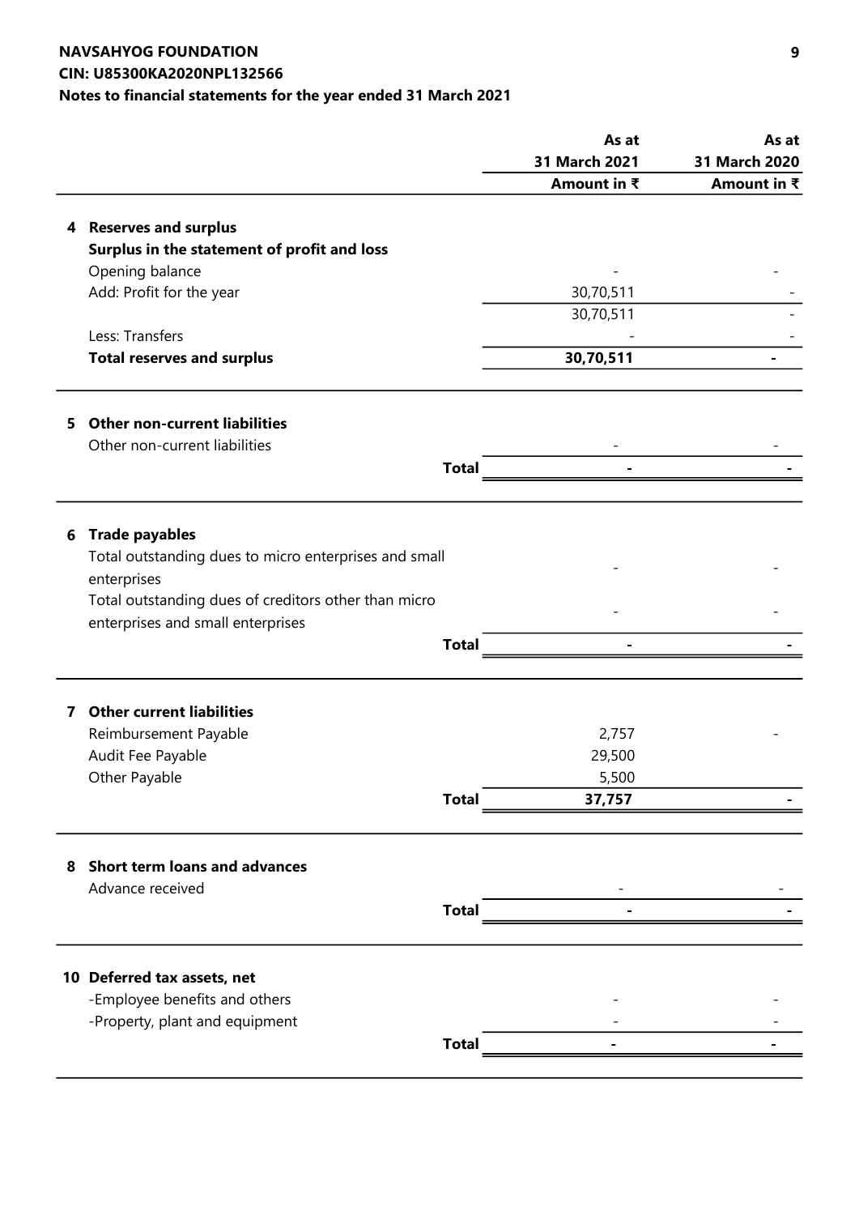**NAVSAHYOG FOUNDATION**
**CIN: U85300KA2020NPL132566**
**Notes to financial statements for the year ended 31 March 2021**

| | As at 31 March 2021 Amount in ₹ | As at 31 March 2020 Amount in ₹ |
|---|---|---|
| **4 Reserves and surplus** | | |
| **Surplus in the statement of profit and loss** | | |
| Opening balance | - | - |
| Add: Profit for the year | 30,70,511 | - |
| | 30,70,511 | - |
| Less: Transfers | - | - |
| **Total reserves and surplus** | **30,70,511** | **-** |
| | | |
| **5 Other non-current liabilities** | | |
| Other non-current liabilities | - | - |
| **Total** | **-** | **-** |
| | | |
| **6 Trade payables** | | |
| Total outstanding dues to micro enterprises and small enterprises | - | - |
| Total outstanding dues of creditors other than micro enterprises and small enterprises | - | - |
| **Total** | **-** | **-** |
| | | |
| **7 Other current liabilities** | | |
| Reimbursement Payable | 2,757 | - |
| Audit Fee Payable | 29,500 | |
| Other Payable | 5,500 | |
| **Total** | **37,757** | **-** |
| | | |
| **8 Short term loans and advances** | | |
| Advance received | - | - |
| **Total** | **-** | **-** |
| | | |
| **10 Deferred tax assets, net** | | |
| -Employee benefits and others | - | - |
| -Property, plant and equipment | - | - |
| **Total** | **-** | **-** |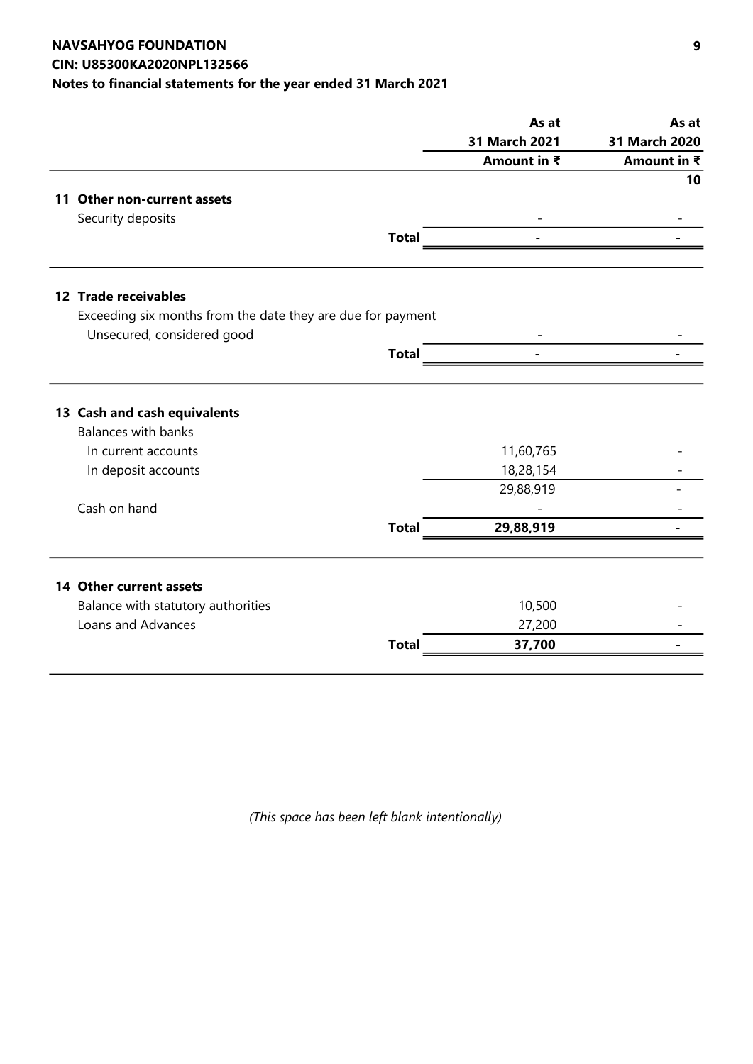**NAVSAHYOG FOUNDATION**
**CIN: U85300KA2020NPL132566**
**Notes to financial statements for the year ended 31 March 2021**

| | As at 31 March 2021 | As at 31 March 2020 |
|---|---|---|
| | Amount in ₹ | Amount in ₹ |
| **11 Other non-current assets** | | |
| Security deposits | - | - |
| **Total** | **-** | **-** |
| **12 Trade receivables** | | |
| Exceeding six months from the date they are due for payment | | |
| Unsecured, considered good | - | - |
| **Total** | **-** | **-** |
| **13 Cash and cash equivalents** | | |
| Balances with banks | | |
| In current accounts | 11,60,765 | - |
| In deposit accounts | 18,28,154 | - |
| | 29,88,919 | - |
| Cash on hand | - | - |
| **Total** | **29,88,919** | **-** |
| **14 Other current assets** | | |
| Balance with statutory authorities | 10,500 | - |
| Loans and Advances | 27,200 | - |
| **Total** | **37,700** | **-** |

*(This space has been left blank intentionally)*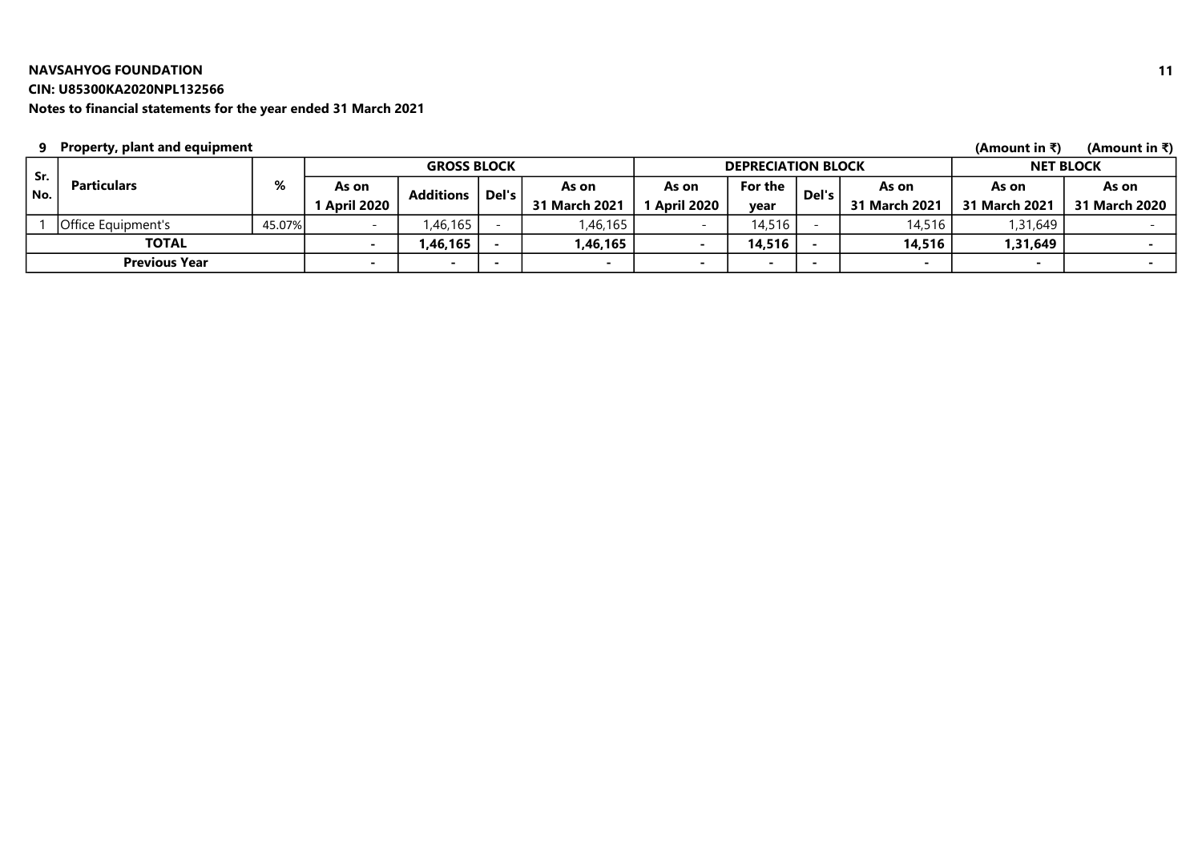**NAVSAHYOG FOUNDATION**

**CIN: U85300KA2020NPL132566**

**Notes to financial statements for the year ended 31 March 2021**

**9 Property, plant and equipment**

(Amount in ₹) (Amount in ₹)

| Sr. No. | Particulars | % | GROSS BLOCK | | | | DEPRECIATION BLOCK | | | | NET BLOCK | |
|---|---|---|---|---|---|---|---|---|---|---|---|---|
| | | | As on 1 April 2020 | Additions | Del's | As on 31 March 2021 | As on 1 April 2020 | For the year | Del's | As on 31 March 2021 | As on 31 March 2021 | As on 31 March 2020 |
| 1 | Office Equipment's | 45.07% | - | 1,46,165 | - | 1,46,165 | - | 14,516 | - | 14,516 | 1,31,649 | - |
| | **TOTAL** | | **-** | **1,46,165** | **-** | **1,46,165** | **-** | **14,516** | **-** | **14,516** | **1,31,649** | **-** |
| | **Previous Year** | | **-** | **-** | **-** | **-** | **-** | **-** | **-** | **-** | **-** | **-** |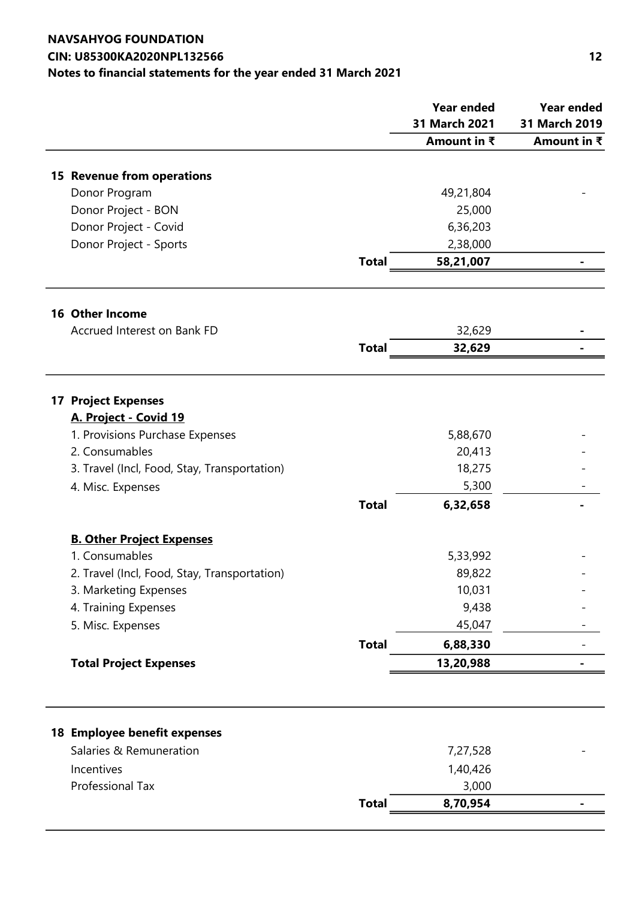**NAVSAHYOG FOUNDATION**
**CIN: U85300KA2020NPL132566**
**Notes to financial statements for the year ended 31 March 2021**

| | | Year ended 31 March 2021 | Year ended 31 March 2019 |
|---|---|---|---|
| | | Amount in ₹ | Amount in ₹ |
| **15 Revenue from operations** | | | |
| Donor Program | | 49,21,804 | - |
| Donor Project - BON | | 25,000 | |
| Donor Project - Covid | | 6,36,203 | |
| Donor Project - Sports | | 2,38,000 | |
| | **Total** | **58,21,007** | **-** |

| | | Year ended 31 March 2021 | Year ended 31 March 2019 |
|---|---|---|---|
| **16 Other Income** | | | |
| Accrued Interest on Bank FD | | 32,629 | **-** |
| | **Total** | **32,629** | **-** |

| | | Year ended 31 March 2021 | Year ended 31 March 2019 |
|---|---|---|---|
| **17 Project Expenses** | | | |
| **A. Project - Covid 19** | | | |
| 1. Provisions Purchase Expenses | | 5,88,670 | - |
| 2. Consumables | | 20,413 | - |
| 3. Travel (Incl, Food, Stay, Transportation) | | 18,275 | - |
| 4. Misc. Expenses | | 5,300 | - |
| | **Total** | **6,32,658** | **-** |
| **B. Other Project Expenses** | | | |
| 1. Consumables | | 5,33,992 | - |
| 2. Travel (Incl, Food, Stay, Transportation) | | 89,822 | - |
| 3. Marketing Expenses | | 10,031 | - |
| 4. Training Expenses | | 9,438 | - |
| 5. Misc. Expenses | | 45,047 | - |
| | **Total** | **6,88,330** | - |
| **Total Project Expenses** | | **13,20,988** | **-** |

| | | Year ended 31 March 2021 | Year ended 31 March 2019 |
|---|---|---|---|
| **18 Employee benefit expenses** | | | |
| Salaries & Remuneration | | 7,27,528 | - |
| Incentives | | 1,40,426 | |
| Professional Tax | | 3,000 | |
| | **Total** | **8,70,954** | **-** |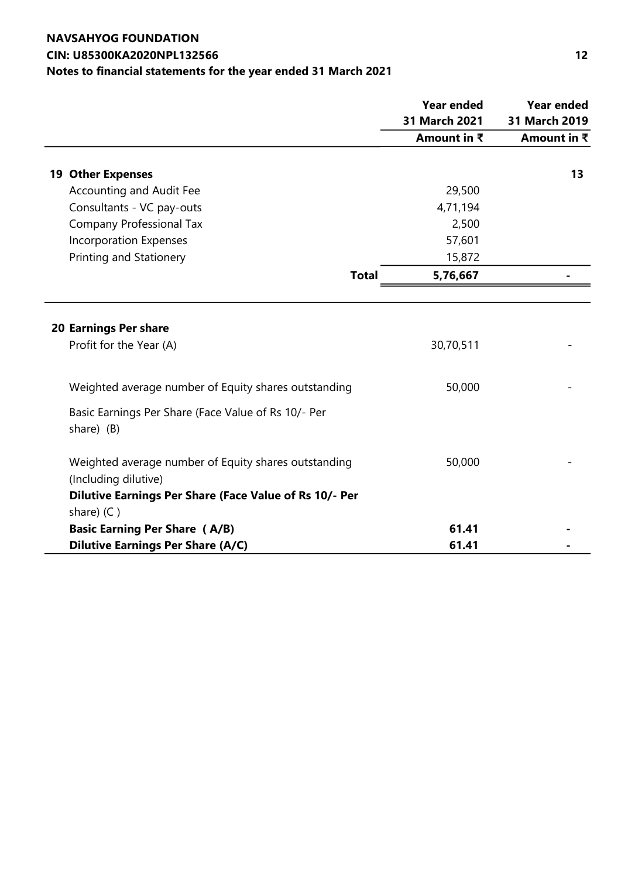**NAVSAHYOG FOUNDATION**
**CIN: U85300KA2020NPL132566**
**Notes to financial statements for the year ended 31 March 2021**

| | Year ended 31 March 2021 | Year ended 31 March 2019 |
|---|---|---|
| | Amount in ₹ | Amount in ₹ |
| **19 Other Expenses** | | **13** |
| Accounting and Audit Fee | 29,500 | |
| Consultants - VC pay-outs | 4,71,194 | |
| Company Professional Tax | 2,500 | |
| Incorporation Expenses | 57,601 | |
| Printing and Stationery | 15,872 | |
| **Total** | **5,76,667** | **-** |

| | | |
|---|---|---|
| **20 Earnings Per share** | | |
| Profit for the Year (A) | 30,70,511 | - |
| Weighted average number of Equity shares outstanding | 50,000 | - |
| Basic Earnings Per Share (Face Value of Rs 10/- Per share) (B) | | |
| Weighted average number of Equity shares outstanding (Including dilutive) | 50,000 | - |
| **Dilutive Earnings Per Share (Face Value of Rs 10/- Per** share) (C ) | | |
| **Basic Earning Per Share ( A/B)** | **61.41** | **-** |
| **Dilutive Earnings Per Share (A/C)** | **61.41** | **-** |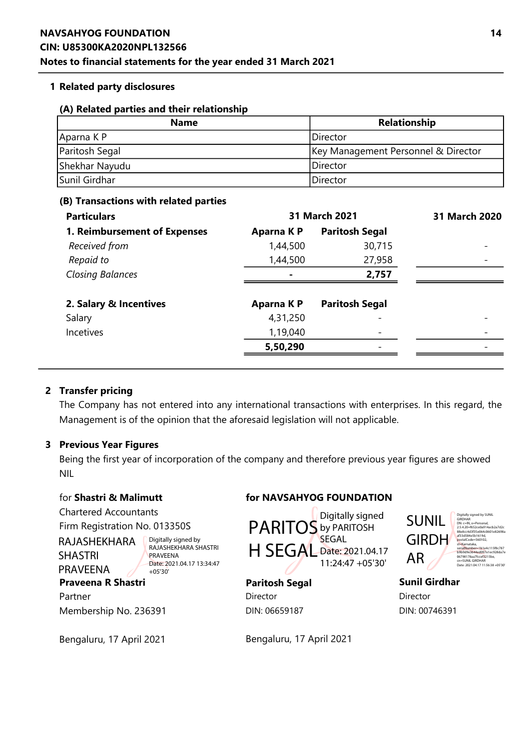**NAVSAHYOG FOUNDATION**
**CIN: U85300KA2020NPL132566**
**Notes to financial statements for the year ended 31 March 2021**

## 1 Related party disclosures

### (A) Related parties and their relationship

| Name | Relationship |
|---|---|
| Aparna K P | Director |
| Paritosh Segal | Key Management Personnel & Director |
| Shekhar Nayudu | Director |
| Sunil Girdhar | Director |

### (B) Transactions with related parties

| Particulars | 31 March 2021 | | 31 March 2020 |
|---|---|---|---|
| **1. Reimbursement of Expenses** | **Aparna K P** | **Paritosh Segal** | |
| *Received from* | 1,44,500 | 30,715 | - |
| *Repaid to* | 1,44,500 | 27,958 | - |
| *Closing Balances* | **-** | **2,757** | |
| | | | |
| **2. Salary & Incentives** | **Aparna K P** | **Paritosh Segal** | |
| Salary | 4,31,250 | - | - |
| Incetives | 1,19,040 | - | - |
| | **5,50,290** | - | - |

## 2 Transfer pricing

The Company has not entered into any international transactions with enterprises. In this regard, the Management is of the opinion that the aforesaid legislation will not applicable.

## 3 Previous Year Figures

Being the first year of incorporation of the company and therefore previous year figures are showed NIL

for **Shastri & Malimutt**
Chartered Accountants
Firm Registration No. 013350S

RAJASHEKHARA SHASTRI PRAVEENA
Digitally signed by RAJASHEKHARA SHASTRI PRAVEENA
Date: 2021.04.17 13:34:47 +05'30'

**Praveena R Shastri**
Partner
Membership No. 236391

Bengaluru, 17 April 2021

for **NAVSAHYOG FOUNDATION**

PARITOSH SEGAL
Digitally signed by PARITOSH SEGAL
Date: 2021.04.17 11:24:47 +05'30'

**Paritosh Segal**
Director
DIN: 06659187

SUNIL GIRDHAR
Digitally signed by SUNIL GIRDHAR
Date: 2021.04.17 11:56:38 +05'30'

**Sunil Girdhar**
Director
DIN: 00746391

Bengaluru, 17 April 2021